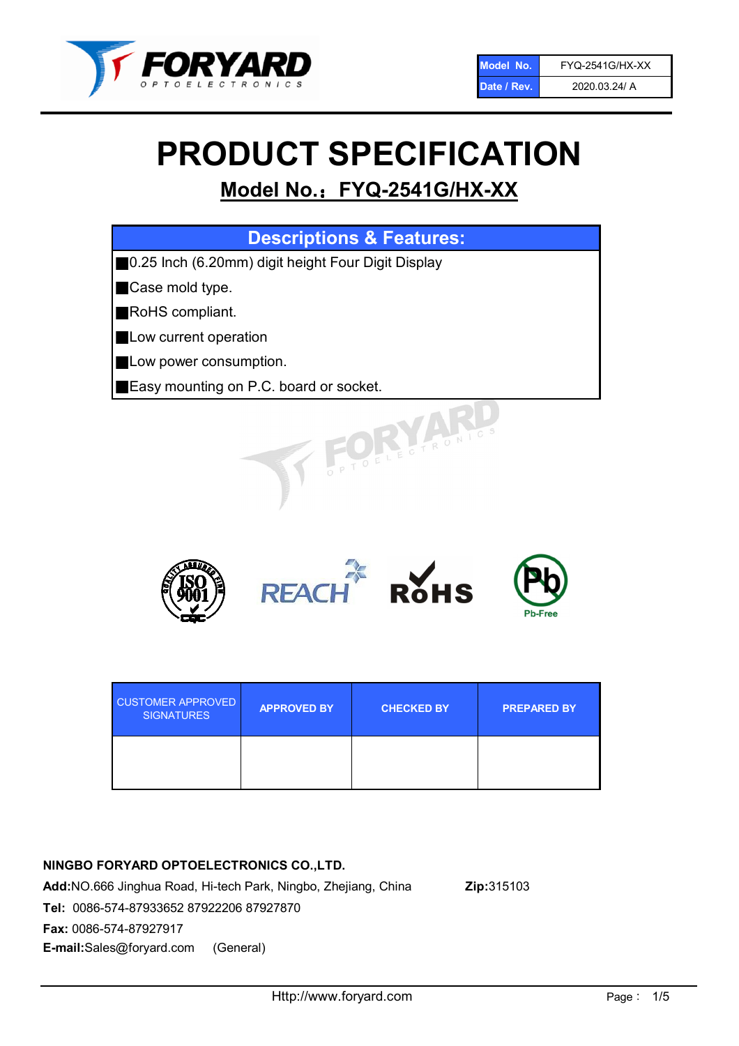FORYARD OPTOELECTRONICS

| Model No. | FYQ-2541G/HX-XX |
|---|---|
| Date / Rev. | 2020.03.24/ A |

# PRODUCT SPECIFICATION

## Model No.：FYQ-2541G/HX-XX

| Descriptions & Features: |
|---|
| ■0.25 Inch (6.20mm) digit height Four Digit Display |
| ■Case mold type. |
| ■RoHS compliant. |
| ■Low current operation |
| ■Low power consumption. |
| ■Easy mounting on P.C. board or socket. |

ISO 9001 REACH RoHS Pb-Free

| CUSTOMER APPROVED SIGNATURES | APPROVED BY | CHECKED BY | PREPARED BY |
|---|---|---|---|
| | | | |

**NINGBO FORYARD OPTOELECTRONICS CO.,LTD.**

**Add:**NO.666 Jinghua Road, Hi-tech Park, Ningbo, Zhejiang, China **Zip:**315103

**Tel:** 0086-574-87933652 87922206 87927870

**Fax:** 0086-574-87927917

**E-mail:**Sales@foryard.com (General)

Http://www.foryard.com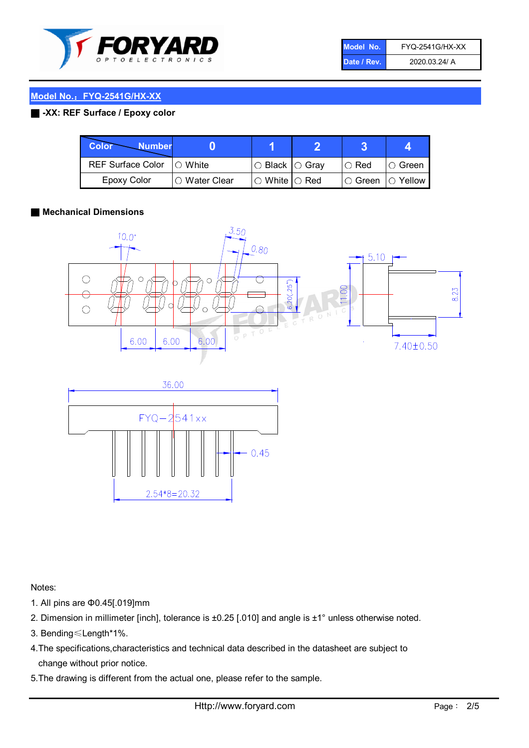| Model No. | FYQ-2541G/HX-XX |
| --- | --- |
| Date / Rev. | 2020.03.24/ A |

## Model No.：FYQ-2541G/HX-XX

### -XX: REF Surface / Epoxy color

| Color \ Number | 0 | 1 | 2 | 3 | 4 |
| --- | --- | --- | --- | --- | --- |
| REF Surface Color | ○ White | ○ Black | ○ Gray | ○ Red | ○ Green |
| Epoxy Color | ○ Water Clear | ○ White | ○ Red | ○ Green | ○ Yellow |

### Mechanical Dimensions

10.0°, 3.50, 0.80, 5.10, 6.20(.25"), 11.00, 8.23, 6.00, 6.00, 6.00, 7.40±0.50

36.00

FYQ−2541xx

0.45

2.54*8=20.32

Notes:

1. All pins are Φ0.45[.019]mm
2. Dimension in millimeter [inch], tolerance is ±0.25 [.010] and angle is ±1° unless otherwise noted.
3. Bending≤Length*1%.
4. The specifications,characteristics and technical data described in the datasheet are subject to change without prior notice.
5. The drawing is different from the actual one, please refer to the sample.

Http://www.foryard.com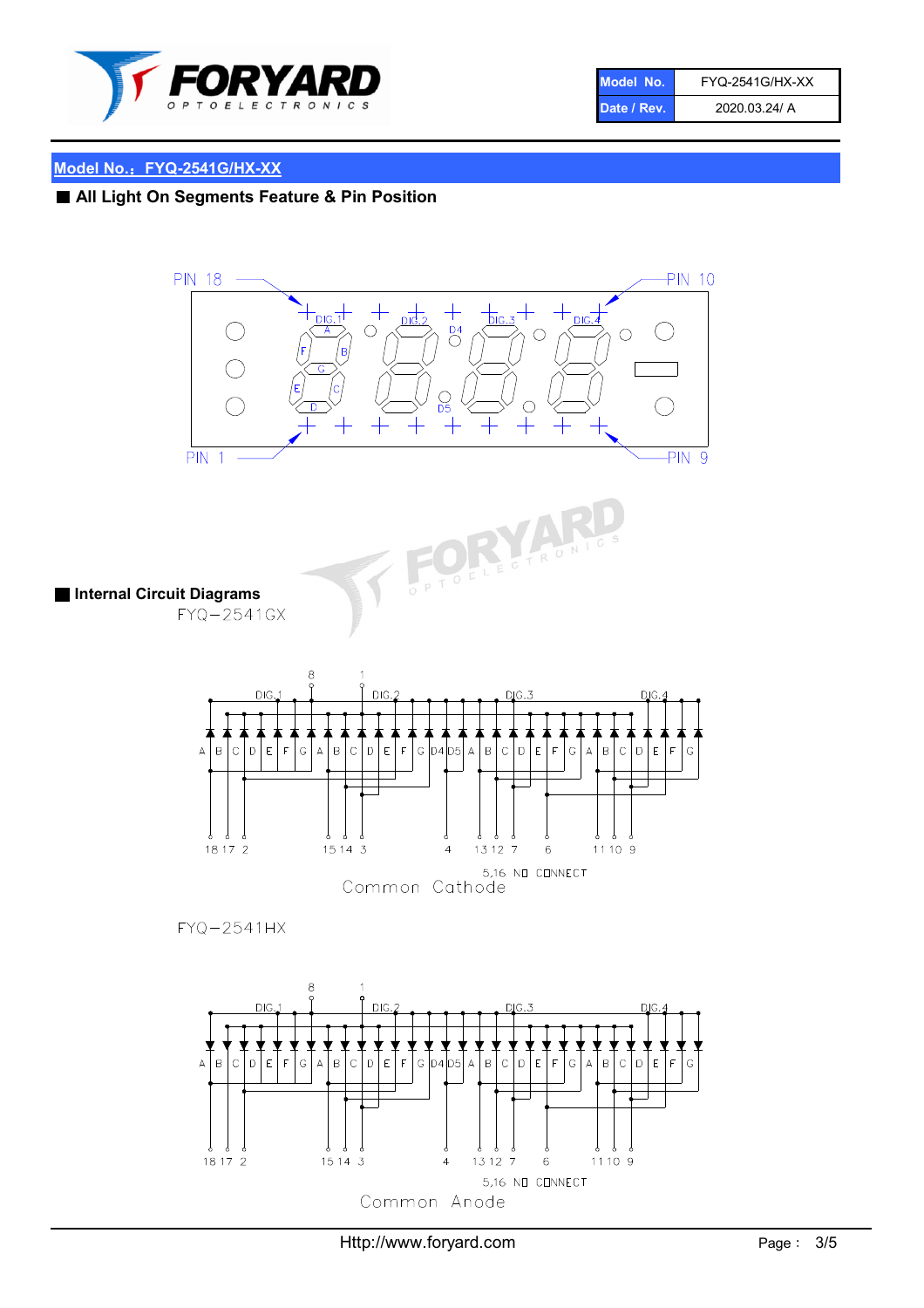| Model No. | FYQ-2541G/HX-XX |
| --- | --- |
| Date / Rev. | 2020.03.24/ A |

## Model No.：FYQ-2541G/HX-XX

### ■ All Light On Segments Feature & Pin Position

PIN 18 PIN 10

DIG.1 DIG.2 D4 DIG.3 DIG.4

A B C D E F G D5

PIN 1 PIN 9

### ■ Internal Circuit Diagrams

FYQ−2541GX

8 1

DIG.1 DIG.2 DIG.3 DIG.4

A B C D E F G A B C D E F G D4 D5 A B C D E F G A B C D E F G

18 17 2 15 14 3 4 13 12 7 6 11 10 9

5,16 NO CONNECT

Common Cathode

FYQ−2541HX

8 1

DIG.1 DIG.2 DIG.3 DIG.4

A B C D E F G A B C D E F G D4 D5 A B C D E F G A B C D E F G

18 17 2 15 14 3 4 13 12 7 6 11 10 9

5,16 NO CONNECT

Common Anode

Http://www.foryard.com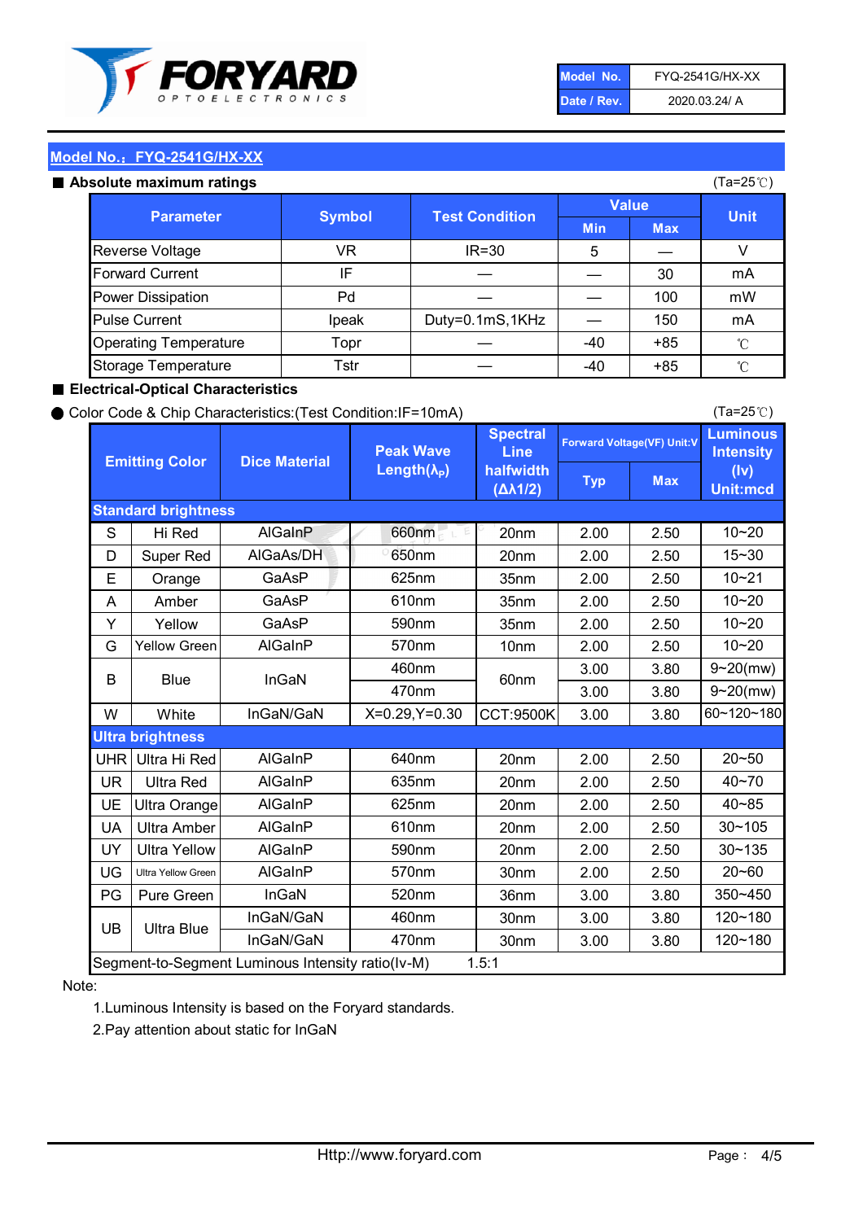| Model No. | FYQ-2541G/HX-XX |
|---|---|
| Date / Rev. | 2020.03.24/ A |

## Model No.：FYQ-2541G/HX-XX

■ **Absolute maximum ratings**

(Ta=25℃)

| Parameter | Symbol | Test Condition | Value | | Unit |
|---|---|---|---|---|---|
| | | | Min | Max | |
| Reverse Voltage | VR | IR=30 | 5 | — | V |
| Forward Current | IF | — | — | 30 | mA |
| Power Dissipation | Pd | — | — | 100 | mW |
| Pulse Current | Ipeak | Duty=0.1mS,1KHz | — | 150 | mA |
| Operating Temperature | Topr | — | -40 | +85 | ℃ |
| Storage Temperature | Tstr | — | -40 | +85 | ℃ |

■ **Electrical-Optical Characteristics**

● Color Code & Chip Characteristics:(Test Condition:IF=10mA)

(Ta=25℃)

| | Emitting Color | Dice Material | Peak Wave Length($\lambda_P$) | Spectral Line halfwidth ($\Delta\lambda1/2$) | Forward Voltage(VF) Unit:V | | Luminous Intensity (Iv) Unit:mcd |
|---|---|---|---|---|---|---|---|
| | | | | | Typ | Max | |
| **Standard brightness** | | | | | | | |
| S | Hi Red | AlGaInP | 660nm | 20nm | 2.00 | 2.50 | 10~20 |
| D | Super Red | AlGaAs/DH | 650nm | 20nm | 2.00 | 2.50 | 15~30 |
| E | Orange | GaAsP | 625nm | 35nm | 2.00 | 2.50 | 10~21 |
| A | Amber | GaAsP | 610nm | 35nm | 2.00 | 2.50 | 10~20 |
| Y | Yellow | GaAsP | 590nm | 35nm | 2.00 | 2.50 | 10~20 |
| G | Yellow Green | AlGaInP | 570nm | 10nm | 2.00 | 2.50 | 10~20 |
| B | Blue | InGaN | 460nm | 60nm | 3.00 | 3.80 | 9~20(mw) |
| | | | 470nm | | 3.00 | 3.80 | 9~20(mw) |
| W | White | InGaN/GaN | X=0.29,Y=0.30 | CCT:9500K | 3.00 | 3.80 | 60~120~180 |
| **Ultra brightness** | | | | | | | |
| UHR | Ultra Hi Red | AlGaInP | 640nm | 20nm | 2.00 | 2.50 | 20~50 |
| UR | Ultra Red | AlGaInP | 635nm | 20nm | 2.00 | 2.50 | 40~70 |
| UE | Ultra Orange | AlGaInP | 625nm | 20nm | 2.00 | 2.50 | 40~85 |
| UA | Ultra Amber | AlGaInP | 610nm | 20nm | 2.00 | 2.50 | 30~105 |
| UY | Ultra Yellow | AlGaInP | 590nm | 20nm | 2.00 | 2.50 | 30~135 |
| UG | Ultra Yellow Green | AlGaInP | 570nm | 30nm | 2.00 | 2.50 | 20~60 |
| PG | Pure Green | InGaN | 520nm | 36nm | 3.00 | 3.80 | 350~450 |
| UB | Ultra Blue | InGaN/GaN | 460nm | 30nm | 3.00 | 3.80 | 120~180 |
| | | InGaN/GaN | 470nm | 30nm | 3.00 | 3.80 | 120~180 |
| Segment-to-Segment Luminous Intensity ratio(Iv-M) | | | 1.5:1 | | | | |

Note:

1.Luminous Intensity is based on the Foryard standards.

2.Pay attention about static for InGaN

Http://www.foryard.com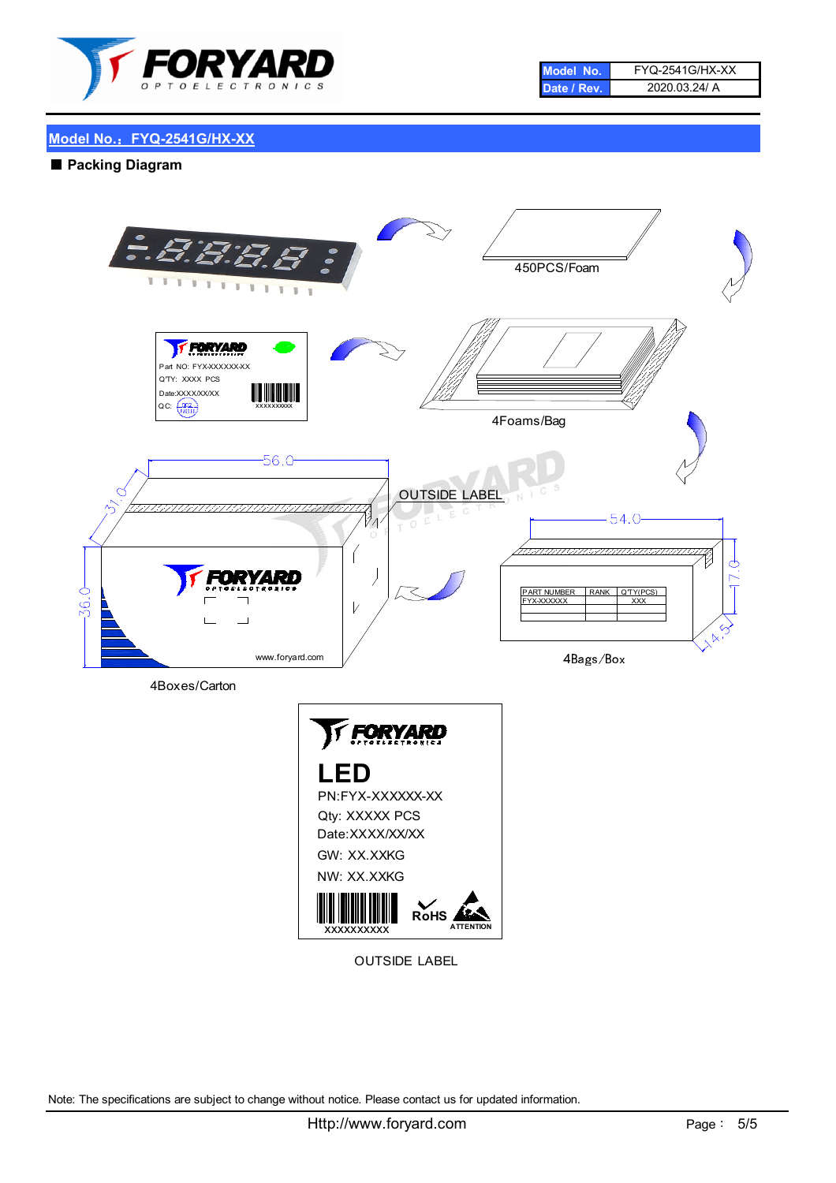| Model No. | FYQ-2541G/HX-XX |
|---|---|
| Date / Rev. | 2020.03.24/ A |

## Model No.：FYQ-2541G/HX-XX

■ **Packing Diagram**

450PCS/Foam

Part NO: FYX-XXXXXXX-XX
Q'TY: XXXX PCS
Date:XXXX/XX/XX
QC:
XXXXXXXXXX

4Foams/Bag

56.0
31.0
36.0
OUTSIDE LABEL
www.foryard.com

4Boxes/Carton

54.0
17.0
14.5

| PART NUMBER | RANK | Q'TY(PCS) |
|---|---|---|
| FYX-XXXXXX | | XXX |
| | | |
| | | |

4Bags/Box

**LED**
PN:FYX-XXXXXX-XX
Qty: XXXXX PCS
Date:XXXX/XX/XX
GW: XX.XXKG
NW: XX.XXKG
XXXXXXXXXX
RoHS
ATTENTION

OUTSIDE LABEL

Note: The specifications are subject to change without notice. Please contact us for updated information.

Http://www.foryard.com